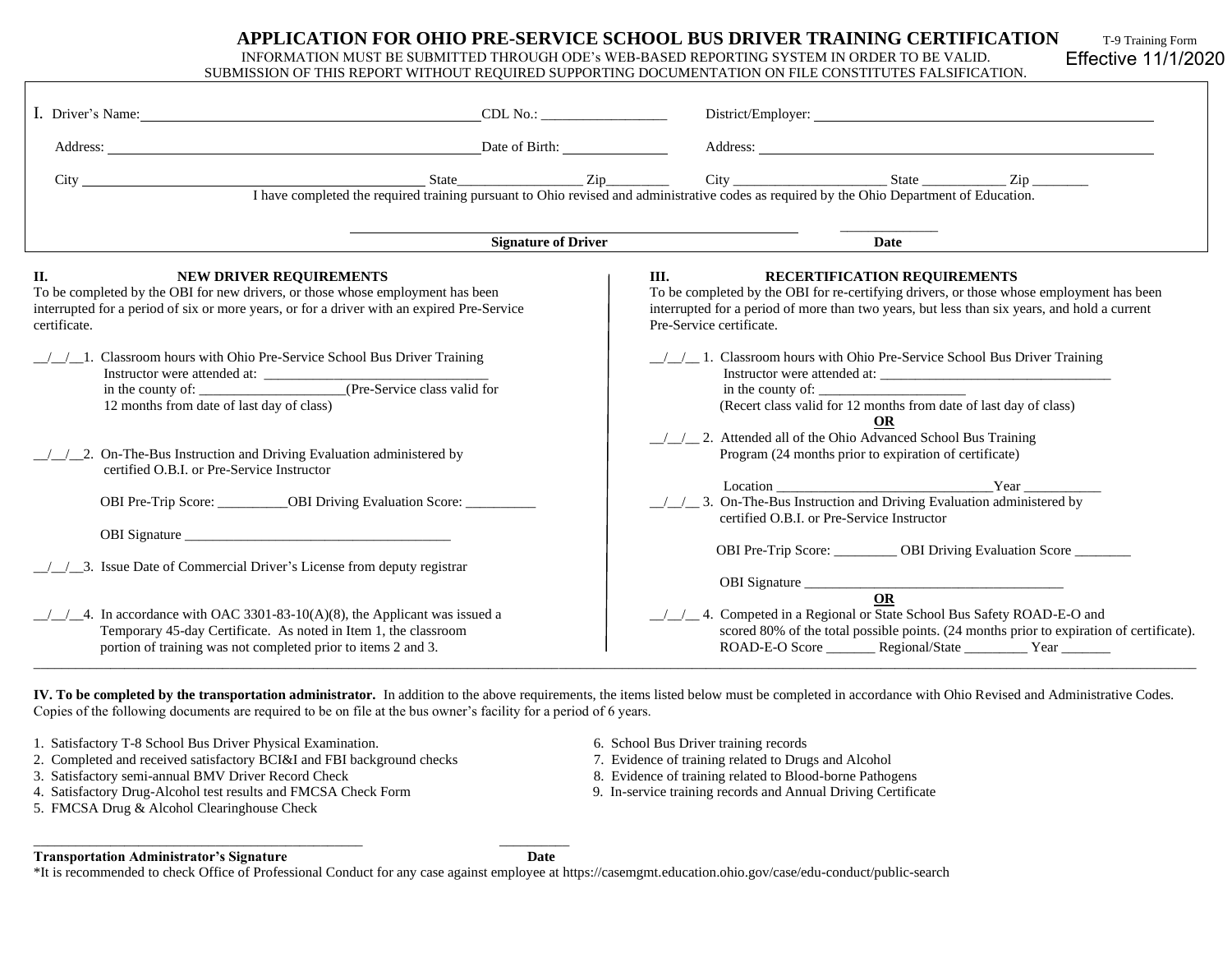# APPLICATION FOR OHIO PRE-SERVICE SCHOOL BUS DRIVER TRAINING CERTIFICATION

T-9 Training Form
Effective 11/1/2020

INFORMATION MUST BE SUBMITTED THROUGH ODE's WEB-BASED REPORTING SYSTEM IN ORDER TO BE VALID.
SUBMISSION OF THIS REPORT WITHOUT REQUIRED SUPPORTING DOCUMENTATION ON FILE CONSTITUTES FALSIFICATION.

I. Driver's Name: ______________________ CDL No.: __________________ District/Employer: ______________________

Address: ______________________ Date of Birth: ______________ Address: ______________________

City ______________________ State_________________ Zip________ City ______________________ State ____________ Zip ________

I have completed the required training pursuant to Ohio revised and administrative codes as required by the Ohio Department of Education.

______________________________ **Signature of Driver** ______________ **Date**

## II. NEW DRIVER REQUIREMENTS

To be completed by the OBI for new drivers, or those whose employment has been interrupted for a period of six or more years, or for a driver with an expired Pre-Service certificate.

__/__/__1. Classroom hours with Ohio Pre-Service School Bus Driver Training Instructor were attended at: ________________________________ in the county of: _____________________(Pre-Service class valid for 12 months from date of last day of class)

__/__/__2. On-The-Bus Instruction and Driving Evaluation administered by certified O.B.I. or Pre-Service Instructor

OBI Pre-Trip Score: __________OBI Driving Evaluation Score: __________

OBI Signature ______________________________________

__/__/__3. Issue Date of Commercial Driver's License from deputy registrar

__/__/__4. In accordance with OAC 3301-83-10(A)(8), the Applicant was issued a Temporary 45-day Certificate. As noted in Item 1, the classroom portion of training was not completed prior to items 2 and 3.

## III. RECERTIFICATION REQUIREMENTS

To be completed by the OBI for re-certifying drivers, or those whose employment has been interrupted for a period of more than two years, but less than six years, and hold a current Pre-Service certificate.

__/__/__ 1. Classroom hours with Ohio Pre-Service School Bus Driver Training Instructor were attended at: _________________________________ in the county of: _____________________ (Recert class valid for 12 months from date of last day of class)

**OR**

__/__/__ 2. Attended all of the Ohio Advanced School Bus Training Program (24 months prior to expiration of certificate)

Location _______________________________Year ___________

__/__/__ 3. On-The-Bus Instruction and Driving Evaluation administered by certified O.B.I. or Pre-Service Instructor

OBI Pre-Trip Score: _________ OBI Driving Evaluation Score ________

OBI Signature ______________________________________

**OR**

__/__/__ 4. Competed in a Regional or State School Bus Safety ROAD-E-O and scored 80% of the total possible points. (24 months prior to expiration of certificate).
ROAD-E-O Score _______ Regional/State _________ Year _______

**IV. To be completed by the transportation administrator.** In addition to the above requirements, the items listed below must be completed in accordance with Ohio Revised and Administrative Codes. Copies of the following documents are required to be on file at the bus owner's facility for a period of 6 years.

1. Satisfactory T-8 School Bus Driver Physical Examination.
2. Completed and received satisfactory BCI&I and FBI background checks
3. Satisfactory semi-annual BMV Driver Record Check
4. Satisfactory Drug-Alcohol test results and FMCSA Check Form
5. FMCSA Drug & Alcohol Clearinghouse Check
6. School Bus Driver training records
7. Evidence of training related to Drugs and Alcohol
8. Evidence of training related to Blood-borne Pathogens
9. In-service training records and Annual Driving Certificate

______________________________________ __________

**Transportation Administrator's Signature** **Date**

*It is recommended to check Office of Professional Conduct for any case against employee at https://casemgmt.education.ohio.gov/case/edu-conduct/public-search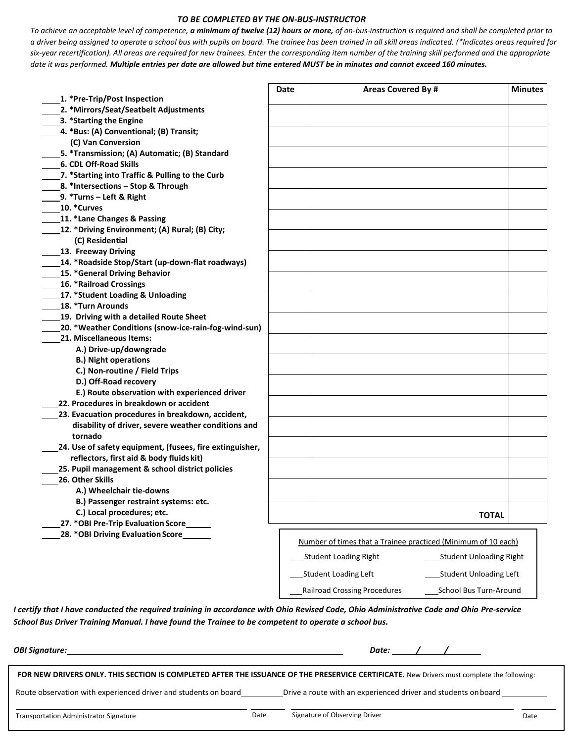### *TO BE COMPLETED BY THE ON-BUS-INSTRUCTOR*

*To achieve an acceptable level of competence,* ***a minimum of twelve (12) hours or more,*** *of on-bus-instruction is required and shall be completed prior to a driver being assigned to operate a school bus with pupils on board. The trainee has been trained in all skill areas indicated. (\*Indicates areas required for six-year recertification). All areas are required for new trainees. Enter the corresponding item number of the training skill performed and the appropriate date it was performed.* ***Multiple entries per date are allowed but time entered MUST be in minutes and cannot exceed 160 minutes.***

____**1. \*Pre-Trip/Post Inspection**
____**2. \*Mirrors/Seat/Seatbelt Adjustments**
____**3. \*Starting the Engine**
____**4. \*Bus: (A) Conventional; (B) Transit; (C) Van Conversion**
____**5. \*Transmission; (A) Automatic; (B) Standard**
____**6. CDL Off-Road Skills**
____**7. \*Starting into Traffic & Pulling to the Curb**
____**8. \*Intersections – Stop & Through**
____**9. \*Turns – Left & Right**
____**10. \*Curves**
____**11. \*Lane Changes & Passing**
____**12. \*Driving Environment; (A) Rural; (B) City; (C) Residential**
____**13. Freeway Driving**
____**14. \*Roadside Stop/Start (up-down-flat roadways)**
____**15. \*General Driving Behavior**
____**16. \*Railroad Crossings**
____**17. \*Student Loading & Unloading**
____**18. \*Turn Arounds**
____**19. Driving with a detailed Route Sheet**
____**20. \*Weather Conditions (snow-ice-rain-fog-wind-sun)**
____**21. Miscellaneous Items:**
- **A.) Drive-up/downgrade**
- **B.) Night operations**
- **C.) Non-routine / Field Trips**
- **D.) Off-Road recovery**
- **E.) Route observation with experienced driver**

____**22. Procedures in breakdown or accident**
____**23. Evacuation procedures in breakdown, accident, disability of driver, severe weather conditions and tornado**
____**24. Use of safety equipment, (fusees, fire extinguisher, reflectors, first aid & body fluids kit)**
____**25. Pupil management & school district policies**
____**26. Other Skills**
- **A.) Wheelchair tie-downs**
- **B.) Passenger restraint systems: etc.**
- **C.) Local procedures; etc.**

____**27. \*OBI Pre-Trip Evaluation Score**______
____**28. \*OBI Driving Evaluation Score**______

| Date | Areas Covered By # | Minutes |
|---|---|---|
| | | |
| | | |
| | | |
| | | |
| | | |
| | | |
| | | |
| | | |
| | | |
| | | |
| | | |
| | | |
| | | |
| | | |
| | | |
| | | |
| | | |
| | | |
| | | |
| | | |
| | **TOTAL** | |

Number of times that a Trainee practiced (Minimum of 10 each)

| | |
|---|---|
| ___Student Loading Right | ___Student Unloading Right |
| ___Student Loading Left | ___Student Unloading Left |
| ___Railroad Crossing Procedures | ___School Bus Turn-Around |

***I certify that I have conducted the required training in accordance with Ohio Revised Code, Ohio Administrative Code and Ohio Pre-service School Bus Driver Training Manual. I have found the Trainee to be competent to operate a school bus.***

***OBI Signature:***______________________________ ***Date:*** ____/____/______

**FOR NEW DRIVERS ONLY. THIS SECTION IS COMPLETED AFTER THE ISSUANCE OF THE PRESERVICE CERTIFICATE.** New Drivers must complete the following:

Route observation with experienced driver and students on board__________ Drive a route with an experienced driver and students on board__________

______________________________ ________
Transportation Administrator Signature Date

______________________________ ________
Signature of Observing Driver Date